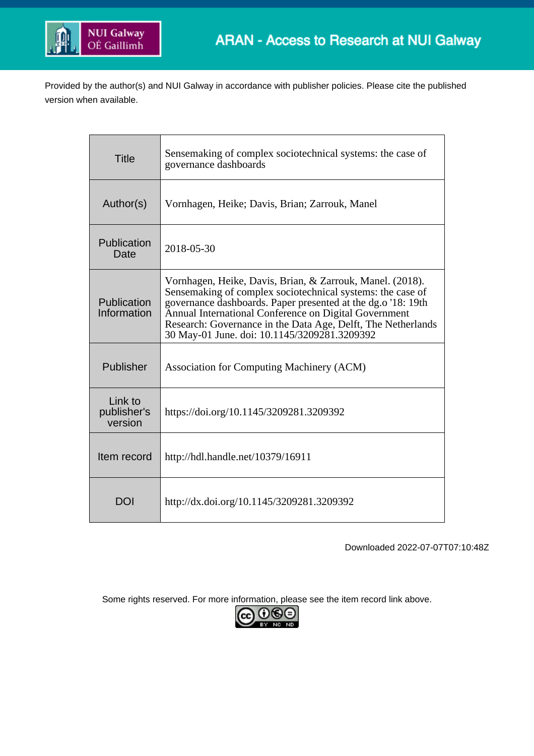ARAN - Access to Research at NUI Galway

Provided by the author(s) and NUI Galway in accordance with publisher policies. Please cite the published version when available.

| | |
|---|---|
| Title | Sensemaking of complex sociotechnical systems: the case of governance dashboards |
| Author(s) | Vornhagen, Heike; Davis, Brian; Zarrouk, Manel |
| Publication Date | 2018-05-30 |
| Publication Information | Vornhagen, Heike, Davis, Brian, & Zarrouk, Manel. (2018). Sensemaking of complex sociotechnical systems: the case of governance dashboards. Paper presented at the dg.o '18: 19th Annual International Conference on Digital Government Research: Governance in the Data Age, Delft, The Netherlands 30 May-01 June. doi: 10.1145/3209281.3209392 |
| Publisher | Association for Computing Machinery (ACM) |
| Link to publisher's version | https://doi.org/10.1145/3209281.3209392 |
| Item record | http://hdl.handle.net/10379/16911 |
| DOI | http://dx.doi.org/10.1145/3209281.3209392 |

Downloaded 2022-07-07T07:10:48Z

Some rights reserved. For more information, please see the item record link above.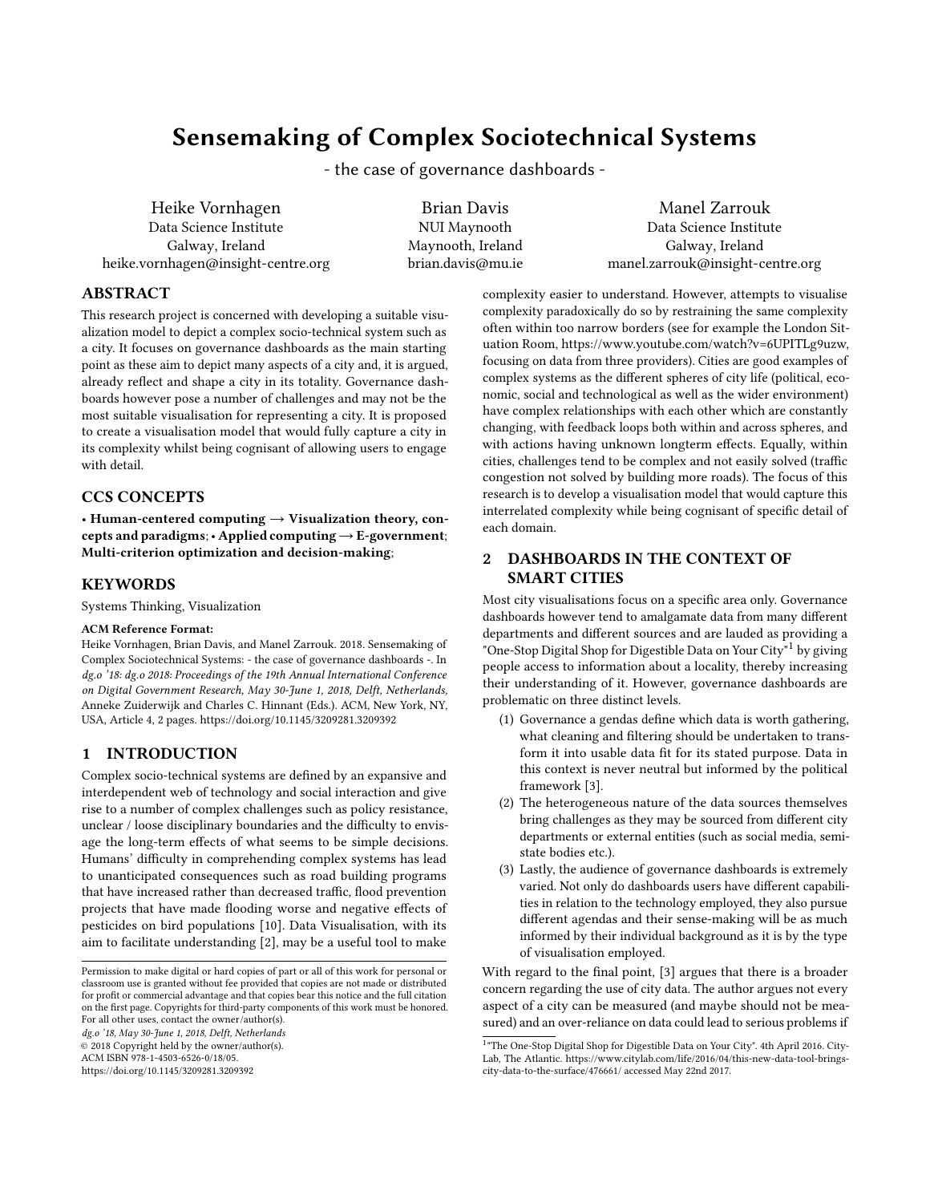# Sensemaking of Complex Sociotechnical Systems

- the case of governance dashboards -

Heike Vornhagen
Data Science Institute
Galway, Ireland
heike.vornhagen@insight-centre.org

Brian Davis
NUI Maynooth
Maynooth, Ireland
brian.davis@mu.ie

Manel Zarrouk
Data Science Institute
Galway, Ireland
manel.zarrouk@insight-centre.org

## ABSTRACT

This research project is concerned with developing a suitable visualization model to depict a complex socio-technical system such as a city. It focuses on governance dashboards as the main starting point as these aim to depict many aspects of a city and, it is argued, already reflect and shape a city in its totality. Governance dashboards however pose a number of challenges and may not be the most suitable visualisation for representing a city. It is proposed to create a visualisation model that would fully capture a city in its complexity whilst being cognisant of allowing users to engage with detail.

## CCS CONCEPTS

• **Human-centered computing → Visualization theory, concepts and paradigms**; • **Applied computing → E-government**; **Multi-criterion optimization and decision-making**;

## KEYWORDS

Systems Thinking, Visualization

**ACM Reference Format:**

Heike Vornhagen, Brian Davis, and Manel Zarrouk. 2018. Sensemaking of Complex Sociotechnical Systems: - the case of governance dashboards -. In *dg.o '18: dg.o 2018: Proceedings of the 19th Annual International Conference on Digital Government Research, May 30-June 1, 2018, Delft, Netherlands,* Anneke Zuiderwijk and Charles C. Hinnant (Eds.). ACM, New York, NY, USA, Article 4, 2 pages. https://doi.org/10.1145/3209281.3209392

## 1 INTRODUCTION

Complex socio-technical systems are defined by an expansive and interdependent web of technology and social interaction and give rise to a number of complex challenges such as policy resistance, unclear / loose disciplinary boundaries and the difficulty to envisage the long-term effects of what seems to be simple decisions. Humans' difficulty in comprehending complex systems has lead to unanticipated consequences such as road building programs that have increased rather than decreased traffic, flood prevention projects that have made flooding worse and negative effects of pesticides on bird populations [10]. Data Visualisation, with its aim to facilitate understanding [2], may be a useful tool to make complexity easier to understand. However, attempts to visualise complexity paradoxically do so by restraining the same complexity often within too narrow borders (see for example the London Situation Room, https://www.youtube.com/watch?v=6UPITLg9uzw, focusing on data from three providers). Cities are good examples of complex systems as the different spheres of city life (political, economic, social and technological as well as the wider environment) have complex relationships with each other which are constantly changing, with feedback loops both within and across spheres, and with actions having unknown longterm effects. Equally, within cities, challenges tend to be complex and not easily solved (traffic congestion not solved by building more roads). The focus of this research is to develop a visualisation model that would capture this interrelated complexity while being cognisant of specific detail of each domain.

## 2 DASHBOARDS IN THE CONTEXT OF SMART CITIES

Most city visualisations focus on a specific area only. Governance dashboards however tend to amalgamate data from many different departments and different sources and are lauded as providing a "One-Stop Digital Shop for Digestible Data on Your City"[1] by giving people access to information about a locality, thereby increasing their understanding of it. However, governance dashboards are problematic on three distinct levels.

(1) Governance a gendas define which data is worth gathering, what cleaning and filtering should be undertaken to transform it into usable data fit for its stated purpose. Data in this context is never neutral but informed by the political framework [3].
(2) The heterogeneous nature of the data sources themselves bring challenges as they may be sourced from different city departments or external entities (such as social media, semi-state bodies etc.).
(3) Lastly, the audience of governance dashboards is extremely varied. Not only do dashboards users have different capabilities in relation to the technology employed, they also pursue different agendas and their sense-making will be as much informed by their individual background as it is by the type of visualisation employed.

With regard to the final point, [3] argues that there is a broader concern regarding the use of city data. The author argues not every aspect of a city can be measured (and maybe should not be measured) and an over-reliance on data could lead to serious problems if

[1] "The One-Stop Digital Shop for Digestible Data on Your City". 4th April 2016. CityLab, The Atlantic. https://www.citylab.com/life/2016/04/this-new-data-tool-brings-city-data-to-the-surface/476661/ accessed May 22nd 2017.

Permission to make digital or hard copies of part or all of this work for personal or classroom use is granted without fee provided that copies are not made or distributed for profit or commercial advantage and that copies bear this notice and the full citation on the first page. Copyrights for third-party components of this work must be honored. For all other uses, contact the owner/author(s).
*dg.o '18, May 30-June 1, 2018, Delft, Netherlands*
© 2018 Copyright held by the owner/author(s).
ACM ISBN 978-1-4503-6526-0/18/05.
https://doi.org/10.1145/3209281.3209392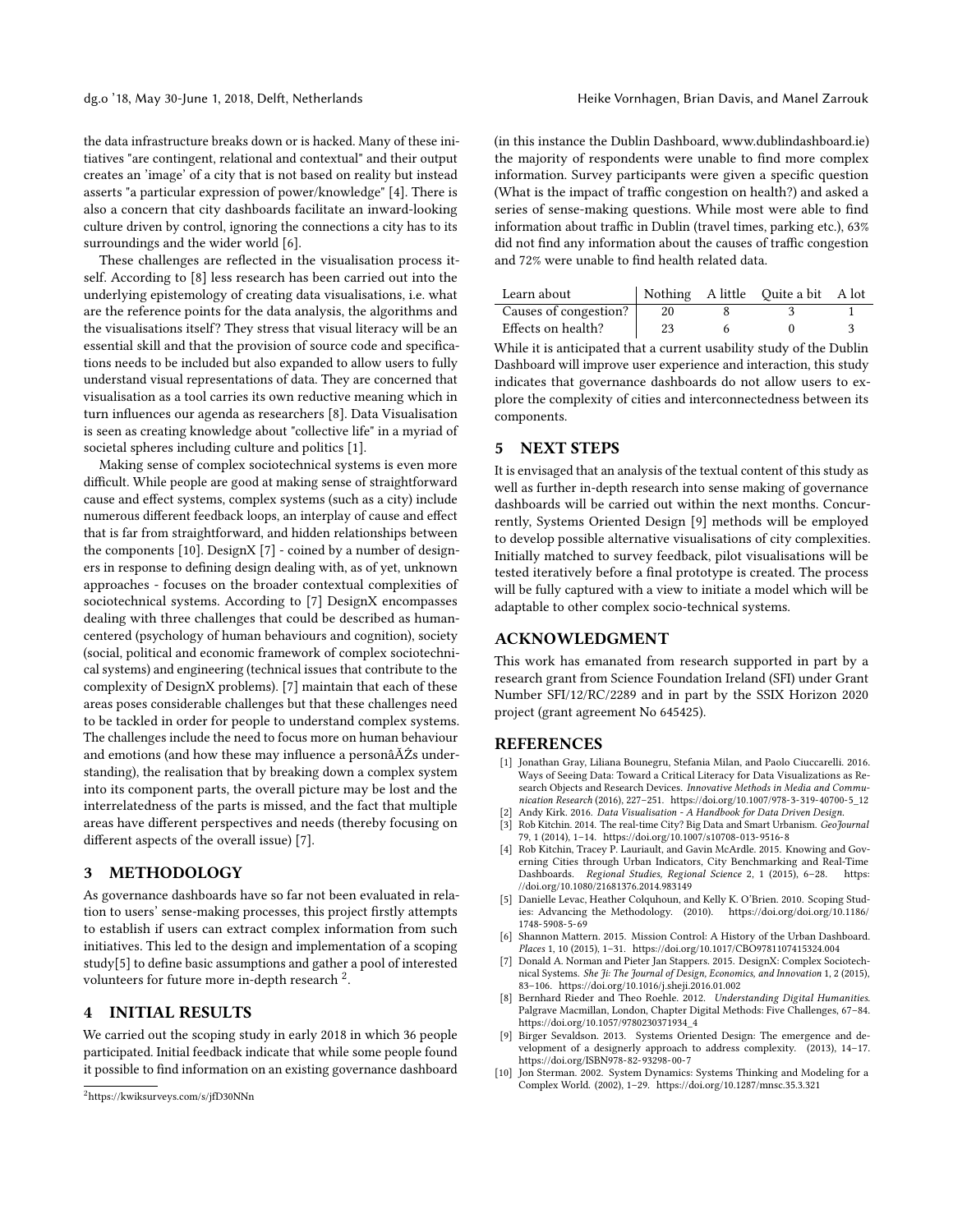the data infrastructure breaks down or is hacked. Many of these initiatives "are contingent, relational and contextual" and their output creates an 'image' of a city that is not based on reality but instead asserts "a particular expression of power/knowledge" [4]. There is also a concern that city dashboards facilitate an inward-looking culture driven by control, ignoring the connections a city has to its surroundings and the wider world [6].

These challenges are reflected in the visualisation process itself. According to [8] less research has been carried out into the underlying epistemology of creating data visualisations, i.e. what are the reference points for the data analysis, the algorithms and the visualisations itself? They stress that visual literacy will be an essential skill and that the provision of source code and specifications needs to be included but also expanded to allow users to fully understand visual representations of data. They are concerned that visualisation as a tool carries its own reductive meaning which in turn influences our agenda as researchers [8]. Data Visualisation is seen as creating knowledge about "collective life" in a myriad of societal spheres including culture and politics [1].

Making sense of complex sociotechnical systems is even more difficult. While people are good at making sense of straightforward cause and effect systems, complex systems (such as a city) include numerous different feedback loops, an interplay of cause and effect that is far from straightforward, and hidden relationships between the components [10]. DesignX [7] - coined by a number of designers in response to defining design dealing with, as of yet, unknown approaches - focuses on the broader contextual complexities of sociotechnical systems. According to [7] DesignX encompasses dealing with three challenges that could be described as human-centered (psychology of human behaviours and cognition), society (social, political and economic framework of complex sociotechnical systems) and engineering (technical issues that contribute to the complexity of DesignX problems). [7] maintain that each of these areas poses considerable challenges but that these challenges need to be tackled in order for people to understand complex systems. The challenges include the need to focus more on human behaviour and emotions (and how these may influence a personâĂŹs understanding), the realisation that by breaking down a complex system into its component parts, the overall picture may be lost and the interrelatedness of the parts is missed, and the fact that multiple areas have different perspectives and needs (thereby focusing on different aspects of the overall issue) [7].

## 3 METHODOLOGY

As governance dashboards have so far not been evaluated in relation to users' sense-making processes, this project firstly attempts to establish if users can extract complex information from such initiatives. This led to the design and implementation of a scoping study[5] to define basic assumptions and gather a pool of interested volunteers for future more in-depth research [2].

## 4 INITIAL RESULTS

We carried out the scoping study in early 2018 in which 36 people participated. Initial feedback indicate that while some people found it possible to find information on an existing governance dashboard (in this instance the Dublin Dashboard, www.dublindashboard.ie) the majority of respondents were unable to find more complex information. Survey participants were given a specific question (What is the impact of traffic congestion on health?) and asked a series of sense-making questions. While most were able to find information about traffic in Dublin (travel times, parking etc.), 63% did not find any information about the causes of traffic congestion and 72% were unable to find health related data.

| Learn about | Nothing | A little | Quite a bit | A lot |
|---|---|---|---|---|
| Causes of congestion? | 20 | 8 | 3 | 1 |
| Effects on health? | 23 | 6 | 0 | 3 |

While it is anticipated that a current usability study of the Dublin Dashboard will improve user experience and interaction, this study indicates that governance dashboards do not allow users to explore the complexity of cities and interconnectedness between its components.

## 5 NEXT STEPS

It is envisaged that an analysis of the textual content of this study as well as further in-depth research into sense making of governance dashboards will be carried out within the next months. Concurrently, Systems Oriented Design [9] methods will be employed to develop possible alternative visualisations of city complexities. Initially matched to survey feedback, pilot visualisations will be tested iteratively before a final prototype is created. The process will be fully captured with a view to initiate a model which will be adaptable to other complex socio-technical systems.

## ACKNOWLEDGMENT

This work has emanated from research supported in part by a research grant from Science Foundation Ireland (SFI) under Grant Number SFI/12/RC/2289 and in part by the SSIX Horizon 2020 project (grant agreement No 645425).

## REFERENCES

[1] Jonathan Gray, Liliana Bounegru, Stefania Milan, and Paolo Ciuccarelli. 2016. Ways of Seeing Data: Toward a Critical Literacy for Data Visualizations as Research Objects and Research Devices. *Innovative Methods in Media and Communication Research* (2016), 227–251. https://doi.org/10.1007/978-3-319-40700-5_12

[2] Andy Kirk. 2016. *Data Visualisation - A Handbook for Data Driven Design.*

[3] Rob Kitchin. 2014. The real-time City? Big Data and Smart Urbanism. *GeoJournal* 79, 1 (2014), 1–14. https://doi.org/10.1007/s10708-013-9516-8

[4] Rob Kitchin, Tracey P. Lauriault, and Gavin McArdle. 2015. Knowing and Governing Cities through Urban Indicators, City Benchmarking and Real-Time Dashboards. *Regional Studies, Regional Science* 2, 1 (2015), 6–28. https://doi.org/10.1080/21681376.2014.983149

[5] Danielle Levac, Heather Colquhoun, and Kelly K. O'Brien. 2010. Scoping Studies: Advancing the Methodology. (2010). https://doi.org/doi.org/10.1186/1748-5908-5-69

[6] Shannon Mattern. 2015. Mission Control: A History of the Urban Dashboard. *Places* 1, 10 (2015), 1–31. https://doi.org/10.1017/CBO9781107415324.004

[7] Donald A. Norman and Pieter Jan Stappers. 2015. DesignX: Complex Sociotechnical Systems. *She Ji: The Journal of Design, Economics, and Innovation* 1, 2 (2015), 83–106. https://doi.org/10.1016/j.sheji.2016.01.002

[8] Bernhard Rieder and Theo Roehle. 2012. *Understanding Digital Humanities.* Palgrave Macmillan, London, Chapter Digital Methods: Five Challenges, 67–84. https://doi.org/10.1057/9780230371934_4

[9] Birger Sevaldson. 2013. Systems Oriented Design: The emergence and development of a designerly approach to address complexity. (2013), 14–17. https://doi.org/ISBN978-82-93298-00-7

[10] Jon Sterman. 2002. System Dynamics: Systems Thinking and Modeling for a Complex World. (2002), 1–29. https://doi.org/10.1287/mnsc.35.3.321

[2] https://kwiksurveys.com/s/jfD30NNn